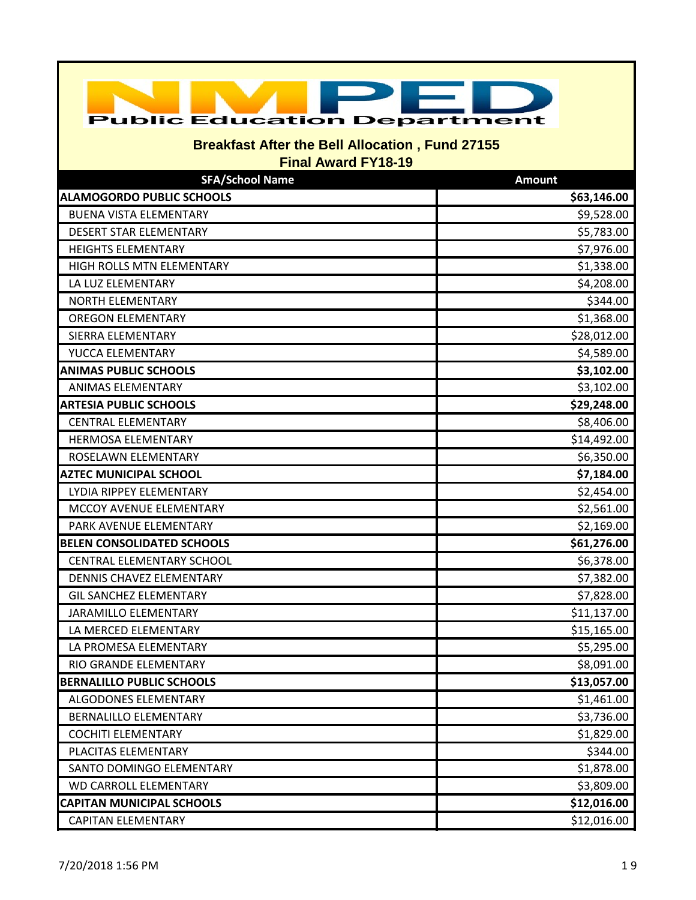# NMPED Public Education Department

## Breakfast After the Bell Allocation , Fund 27155
### Final Award FY18-19

| SFA/School Name | Amount |
|---|---|
| **ALAMOGORDO PUBLIC SCHOOLS** | **$63,146.00** |
| BUENA VISTA ELEMENTARY | $9,528.00 |
| DESERT STAR ELEMENTARY | $5,783.00 |
| HEIGHTS ELEMENTARY | $7,976.00 |
| HIGH ROLLS MTN ELEMENTARY | $1,338.00 |
| LA LUZ ELEMENTARY | $4,208.00 |
| NORTH ELEMENTARY | $344.00 |
| OREGON ELEMENTARY | $1,368.00 |
| SIERRA ELEMENTARY | $28,012.00 |
| YUCCA ELEMENTARY | $4,589.00 |
| **ANIMAS PUBLIC SCHOOLS** | **$3,102.00** |
| ANIMAS ELEMENTARY | $3,102.00 |
| **ARTESIA PUBLIC SCHOOLS** | **$29,248.00** |
| CENTRAL ELEMENTARY | $8,406.00 |
| HERMOSA ELEMENTARY | $14,492.00 |
| ROSELAWN ELEMENTARY | $6,350.00 |
| **AZTEC MUNICIPAL SCHOOL** | **$7,184.00** |
| LYDIA RIPPEY ELEMENTARY | $2,454.00 |
| MCCOY AVENUE ELEMENTARY | $2,561.00 |
| PARK AVENUE ELEMENTARY | $2,169.00 |
| **BELEN CONSOLIDATED SCHOOLS** | **$61,276.00** |
| CENTRAL ELEMENTARY SCHOOL | $6,378.00 |
| DENNIS CHAVEZ ELEMENTARY | $7,382.00 |
| GIL SANCHEZ ELEMENTARY | $7,828.00 |
| JARAMILLO ELEMENTARY | $11,137.00 |
| LA MERCED ELEMENTARY | $15,165.00 |
| LA PROMESA ELEMENTARY | $5,295.00 |
| RIO GRANDE ELEMENTARY | $8,091.00 |
| **BERNALILLO PUBLIC SCHOOLS** | **$13,057.00** |
| ALGODONES ELEMENTARY | $1,461.00 |
| BERNALILLO ELEMENTARY | $3,736.00 |
| COCHITI ELEMENTARY | $1,829.00 |
| PLACITAS ELEMENTARY | $344.00 |
| SANTO DOMINGO ELEMENTARY | $1,878.00 |
| WD CARROLL ELEMENTARY | $3,809.00 |
| **CAPITAN MUNICIPAL SCHOOLS** | **$12,016.00** |
| CAPITAN ELEMENTARY | $12,016.00 |

7/20/2018 1:56 PM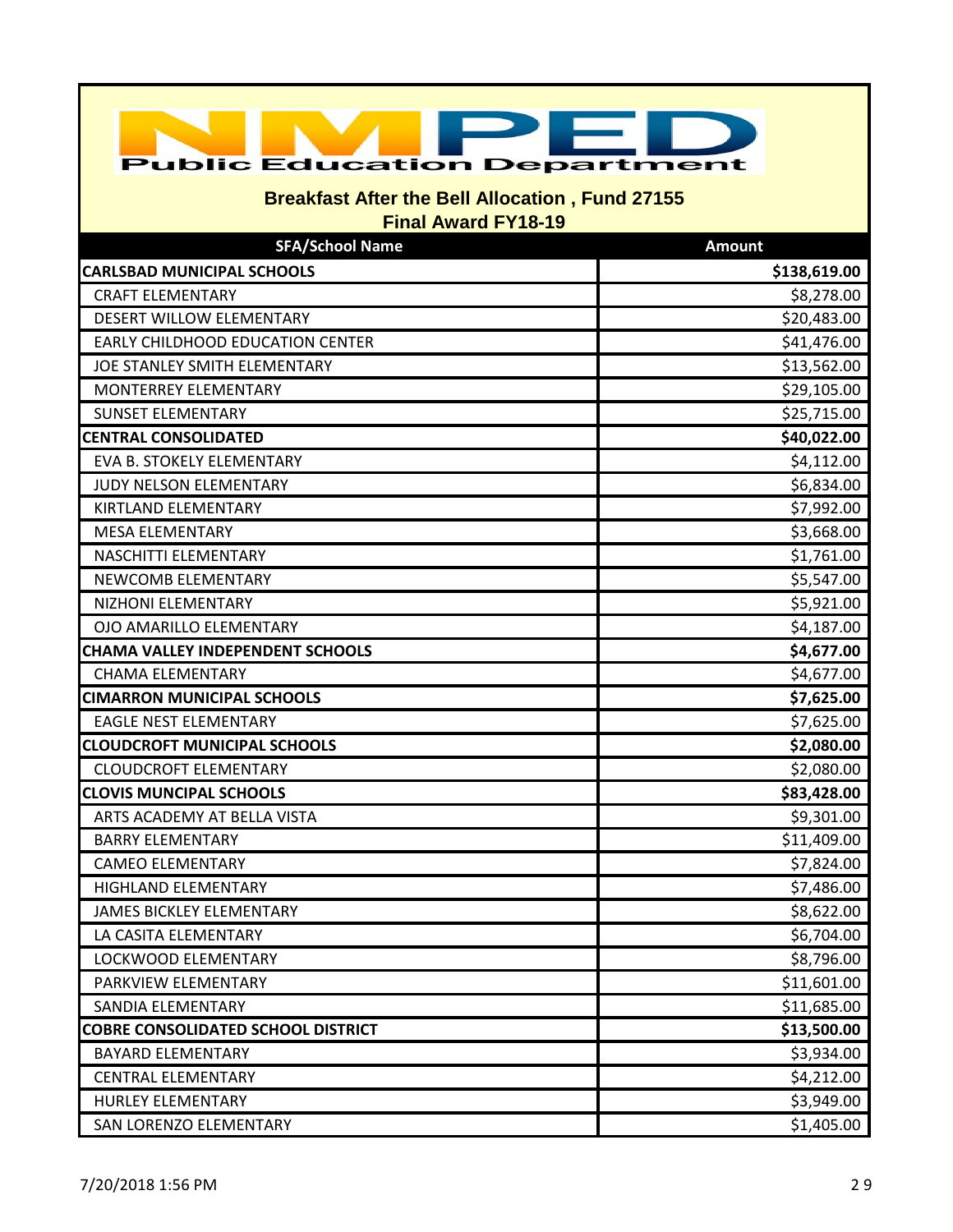Public Education Department

## Breakfast After the Bell Allocation , Fund 27155

### Final Award FY18-19

| SFA/School Name | Amount |
|---|---|
| **CARLSBAD MUNICIPAL SCHOOLS** | **$138,619.00** |
| CRAFT ELEMENTARY | $8,278.00 |
| DESERT WILLOW ELEMENTARY | $20,483.00 |
| EARLY CHILDHOOD EDUCATION CENTER | $41,476.00 |
| JOE STANLEY SMITH ELEMENTARY | $13,562.00 |
| MONTERREY ELEMENTARY | $29,105.00 |
| SUNSET ELEMENTARY | $25,715.00 |
| **CENTRAL CONSOLIDATED** | **$40,022.00** |
| EVA B. STOKELY ELEMENTARY | $4,112.00 |
| JUDY NELSON ELEMENTARY | $6,834.00 |
| KIRTLAND ELEMENTARY | $7,992.00 |
| MESA ELEMENTARY | $3,668.00 |
| NASCHITTI ELEMENTARY | $1,761.00 |
| NEWCOMB ELEMENTARY | $5,547.00 |
| NIZHONI ELEMENTARY | $5,921.00 |
| OJO AMARILLO ELEMENTARY | $4,187.00 |
| **CHAMA VALLEY INDEPENDENT SCHOOLS** | **$4,677.00** |
| CHAMA ELEMENTARY | $4,677.00 |
| **CIMARRON MUNICIPAL SCHOOLS** | **$7,625.00** |
| EAGLE NEST ELEMENTARY | $7,625.00 |
| **CLOUDCROFT MUNICIPAL SCHOOLS** | **$2,080.00** |
| CLOUDCROFT ELEMENTARY | $2,080.00 |
| **CLOVIS MUNCIPAL SCHOOLS** | **$83,428.00** |
| ARTS ACADEMY AT BELLA VISTA | $9,301.00 |
| BARRY ELEMENTARY | $11,409.00 |
| CAMEO ELEMENTARY | $7,824.00 |
| HIGHLAND ELEMENTARY | $7,486.00 |
| JAMES BICKLEY ELEMENTARY | $8,622.00 |
| LA CASITA ELEMENTARY | $6,704.00 |
| LOCKWOOD ELEMENTARY | $8,796.00 |
| PARKVIEW ELEMENTARY | $11,601.00 |
| SANDIA ELEMENTARY | $11,685.00 |
| **COBRE CONSOLIDATED SCHOOL DISTRICT** | **$13,500.00** |
| BAYARD ELEMENTARY | $3,934.00 |
| CENTRAL ELEMENTARY | $4,212.00 |
| HURLEY ELEMENTARY | $3,949.00 |
| SAN LORENZO ELEMENTARY | $1,405.00 |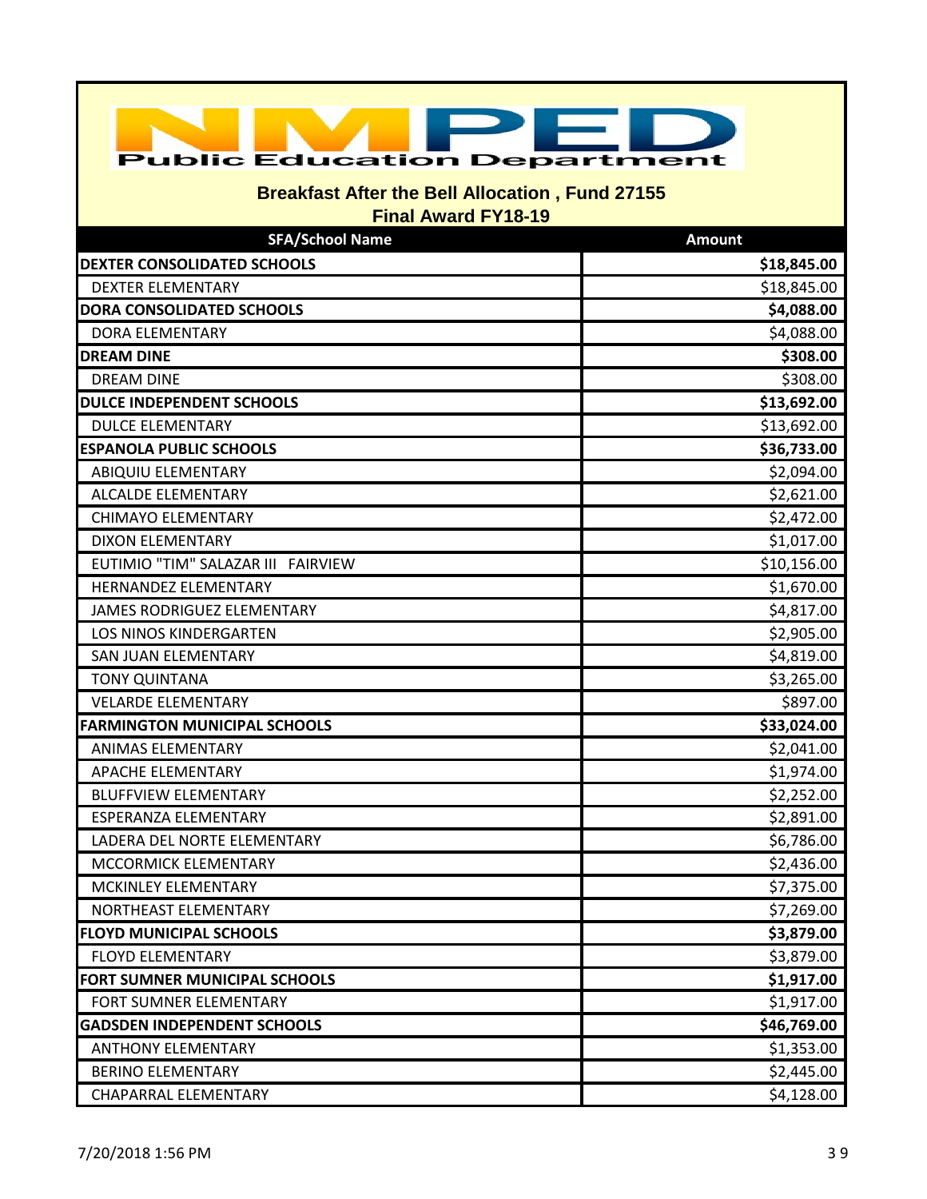Public Education Department

## Breakfast After the Bell Allocation , Fund 27155
### Final Award FY18-19

| SFA/School Name | Amount |
|---|---|
| **DEXTER CONSOLIDATED SCHOOLS** | **$18,845.00** |
| DEXTER ELEMENTARY | $18,845.00 |
| **DORA CONSOLIDATED SCHOOLS** | **$4,088.00** |
| DORA ELEMENTARY | $4,088.00 |
| **DREAM DINE** | **$308.00** |
| DREAM DINE | $308.00 |
| **DULCE INDEPENDENT SCHOOLS** | **$13,692.00** |
| DULCE ELEMENTARY | $13,692.00 |
| **ESPANOLA PUBLIC SCHOOLS** | **$36,733.00** |
| ABIQUIU ELEMENTARY | $2,094.00 |
| ALCALDE ELEMENTARY | $2,621.00 |
| CHIMAYO ELEMENTARY | $2,472.00 |
| DIXON ELEMENTARY | $1,017.00 |
| EUTIMIO "TIM" SALAZAR III FAIRVIEW | $10,156.00 |
| HERNANDEZ ELEMENTARY | $1,670.00 |
| JAMES RODRIGUEZ ELEMENTARY | $4,817.00 |
| LOS NINOS KINDERGARTEN | $2,905.00 |
| SAN JUAN ELEMENTARY | $4,819.00 |
| TONY QUINTANA | $3,265.00 |
| VELARDE ELEMENTARY | $897.00 |
| **FARMINGTON MUNICIPAL SCHOOLS** | **$33,024.00** |
| ANIMAS ELEMENTARY | $2,041.00 |
| APACHE ELEMENTARY | $1,974.00 |
| BLUFFVIEW ELEMENTARY | $2,252.00 |
| ESPERANZA ELEMENTARY | $2,891.00 |
| LADERA DEL NORTE ELEMENTARY | $6,786.00 |
| MCCORMICK ELEMENTARY | $2,436.00 |
| MCKINLEY ELEMENTARY | $7,375.00 |
| NORTHEAST ELEMENTARY | $7,269.00 |
| **FLOYD MUNICIPAL SCHOOLS** | **$3,879.00** |
| FLOYD ELEMENTARY | $3,879.00 |
| **FORT SUMNER MUNICIPAL SCHOOLS** | **$1,917.00** |
| FORT SUMNER ELEMENTARY | $1,917.00 |
| **GADSDEN INDEPENDENT SCHOOLS** | **$46,769.00** |
| ANTHONY ELEMENTARY | $1,353.00 |
| BERINO ELEMENTARY | $2,445.00 |
| CHAPARRAL ELEMENTARY | $4,128.00 |

7/20/2018 1:56 PM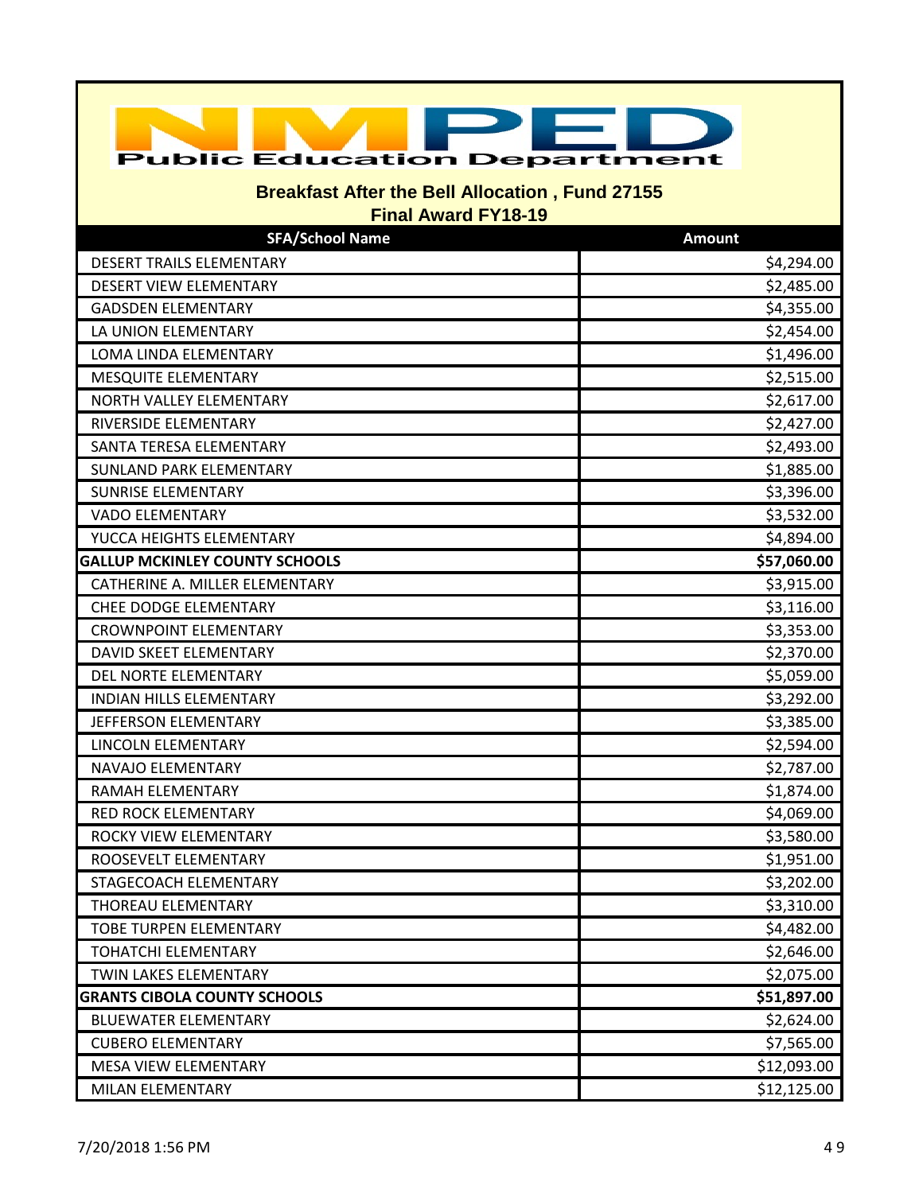Public Education Department

## Breakfast After the Bell Allocation , Fund 27155
### Final Award FY18-19

| SFA/School Name | Amount |
|---|---|
| DESERT TRAILS ELEMENTARY | $4,294.00 |
| DESERT VIEW ELEMENTARY | $2,485.00 |
| GADSDEN ELEMENTARY | $4,355.00 |
| LA UNION ELEMENTARY | $2,454.00 |
| LOMA LINDA ELEMENTARY | $1,496.00 |
| MESQUITE ELEMENTARY | $2,515.00 |
| NORTH VALLEY ELEMENTARY | $2,617.00 |
| RIVERSIDE ELEMENTARY | $2,427.00 |
| SANTA TERESA ELEMENTARY | $2,493.00 |
| SUNLAND PARK ELEMENTARY | $1,885.00 |
| SUNRISE ELEMENTARY | $3,396.00 |
| VADO ELEMENTARY | $3,532.00 |
| YUCCA HEIGHTS ELEMENTARY | $4,894.00 |
| **GALLUP MCKINLEY COUNTY SCHOOLS** | **$57,060.00** |
| CATHERINE A. MILLER ELEMENTARY | $3,915.00 |
| CHEE DODGE ELEMENTARY | $3,116.00 |
| CROWNPOINT ELEMENTARY | $3,353.00 |
| DAVID SKEET ELEMENTARY | $2,370.00 |
| DEL NORTE ELEMENTARY | $5,059.00 |
| INDIAN HILLS ELEMENTARY | $3,292.00 |
| JEFFERSON ELEMENTARY | $3,385.00 |
| LINCOLN ELEMENTARY | $2,594.00 |
| NAVAJO ELEMENTARY | $2,787.00 |
| RAMAH ELEMENTARY | $1,874.00 |
| RED ROCK ELEMENTARY | $4,069.00 |
| ROCKY VIEW ELEMENTARY | $3,580.00 |
| ROOSEVELT ELEMENTARY | $1,951.00 |
| STAGECOACH ELEMENTARY | $3,202.00 |
| THOREAU ELEMENTARY | $3,310.00 |
| TOBE TURPEN ELEMENTARY | $4,482.00 |
| TOHATCHI ELEMENTARY | $2,646.00 |
| TWIN LAKES ELEMENTARY | $2,075.00 |
| **GRANTS CIBOLA COUNTY SCHOOLS** | **$51,897.00** |
| BLUEWATER ELEMENTARY | $2,624.00 |
| CUBERO ELEMENTARY | $7,565.00 |
| MESA VIEW ELEMENTARY | $12,093.00 |
| MILAN ELEMENTARY | $12,125.00 |

7/20/2018 1:56 PM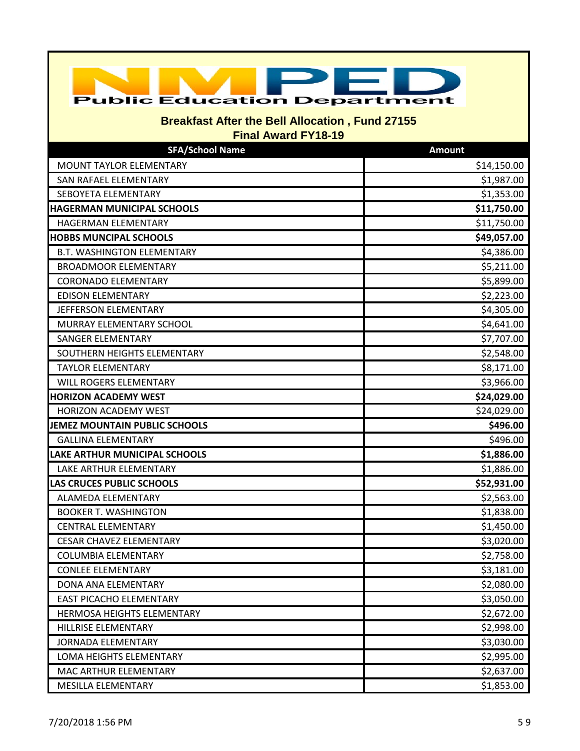# NMPED Public Education Department

## Breakfast After the Bell Allocation , Fund 27155
### Final Award FY18-19

| SFA/School Name | Amount |
|---|---|
| MOUNT TAYLOR ELEMENTARY | $14,150.00 |
| SAN RAFAEL ELEMENTARY | $1,987.00 |
| SEBOYETA ELEMENTARY | $1,353.00 |
| **HAGERMAN MUNICIPAL SCHOOLS** | **$11,750.00** |
| HAGERMAN ELEMENTARY | $11,750.00 |
| **HOBBS MUNCIPAL SCHOOLS** | **$49,057.00** |
| B.T. WASHINGTON ELEMENTARY | $4,386.00 |
| BROADMOOR ELEMENTARY | $5,211.00 |
| CORONADO ELEMENTARY | $5,899.00 |
| EDISON ELEMENTARY | $2,223.00 |
| JEFFERSON ELEMENTARY | $4,305.00 |
| MURRAY ELEMENTARY SCHOOL | $4,641.00 |
| SANGER ELEMENTARY | $7,707.00 |
| SOUTHERN HEIGHTS ELEMENTARY | $2,548.00 |
| TAYLOR ELEMENTARY | $8,171.00 |
| WILL ROGERS ELEMENTARY | $3,966.00 |
| **HORIZON ACADEMY WEST** | **$24,029.00** |
| HORIZON ACADEMY WEST | $24,029.00 |
| **JEMEZ MOUNTAIN PUBLIC SCHOOLS** | **$496.00** |
| GALLINA ELEMENTARY | $496.00 |
| **LAKE ARTHUR MUNICIPAL SCHOOLS** | **$1,886.00** |
| LAKE ARTHUR ELEMENTARY | $1,886.00 |
| **LAS CRUCES PUBLIC SCHOOLS** | **$52,931.00** |
| ALAMEDA ELEMENTARY | $2,563.00 |
| BOOKER T. WASHINGTON | $1,838.00 |
| CENTRAL ELEMENTARY | $1,450.00 |
| CESAR CHAVEZ ELEMENTARY | $3,020.00 |
| COLUMBIA ELEMENTARY | $2,758.00 |
| CONLEE ELEMENTARY | $3,181.00 |
| DONA ANA ELEMENTARY | $2,080.00 |
| EAST PICACHO ELEMENTARY | $3,050.00 |
| HERMOSA HEIGHTS ELEMENTARY | $2,672.00 |
| HILLRISE ELEMENTARY | $2,998.00 |
| JORNADA ELEMENTARY | $3,030.00 |
| LOMA HEIGHTS ELEMENTARY | $2,995.00 |
| MAC ARTHUR ELEMENTARY | $2,637.00 |
| MESILLA ELEMENTARY | $1,853.00 |

7/20/2018 1:56 PM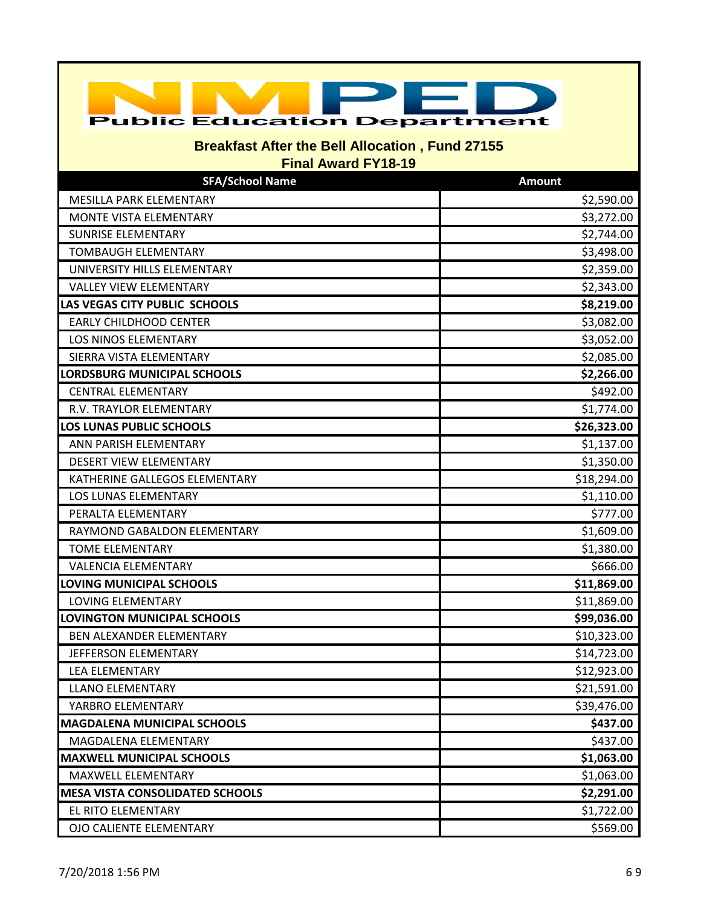# Public Education Department

## Breakfast After the Bell Allocation , Fund 27155
### Final Award FY18-19

| SFA/School Name | Amount |
|---|---|
| MESILLA PARK ELEMENTARY | $2,590.00 |
| MONTE VISTA ELEMENTARY | $3,272.00 |
| SUNRISE ELEMENTARY | $2,744.00 |
| TOMBAUGH ELEMENTARY | $3,498.00 |
| UNIVERSITY HILLS ELEMENTARY | $2,359.00 |
| VALLEY VIEW ELEMENTARY | $2,343.00 |
| **LAS VEGAS CITY PUBLIC SCHOOLS** | **$8,219.00** |
| EARLY CHILDHOOD CENTER | $3,082.00 |
| LOS NINOS ELEMENTARY | $3,052.00 |
| SIERRA VISTA ELEMENTARY | $2,085.00 |
| **LORDSBURG MUNICIPAL SCHOOLS** | **$2,266.00** |
| CENTRAL ELEMENTARY | $492.00 |
| R.V. TRAYLOR ELEMENTARY | $1,774.00 |
| **LOS LUNAS PUBLIC SCHOOLS** | **$26,323.00** |
| ANN PARISH ELEMENTARY | $1,137.00 |
| DESERT VIEW ELEMENTARY | $1,350.00 |
| KATHERINE GALLEGOS ELEMENTARY | $18,294.00 |
| LOS LUNAS ELEMENTARY | $1,110.00 |
| PERALTA ELEMENTARY | $777.00 |
| RAYMOND GABALDON ELEMENTARY | $1,609.00 |
| TOME ELEMENTARY | $1,380.00 |
| VALENCIA ELEMENTARY | $666.00 |
| **LOVING MUNICIPAL SCHOOLS** | **$11,869.00** |
| LOVING ELEMENTARY | $11,869.00 |
| **LOVINGTON MUNICIPAL SCHOOLS** | **$99,036.00** |
| BEN ALEXANDER ELEMENTARY | $10,323.00 |
| JEFFERSON ELEMENTARY | $14,723.00 |
| LEA ELEMENTARY | $12,923.00 |
| LLANO ELEMENTARY | $21,591.00 |
| YARBRO ELEMENTARY | $39,476.00 |
| **MAGDALENA MUNICIPAL SCHOOLS** | **$437.00** |
| MAGDALENA ELEMENTARY | $437.00 |
| **MAXWELL MUNICIPAL SCHOOLS** | **$1,063.00** |
| MAXWELL ELEMENTARY | $1,063.00 |
| **MESA VISTA CONSOLIDATED SCHOOLS** | **$2,291.00** |
| EL RITO ELEMENTARY | $1,722.00 |
| OJO CALIENTE ELEMENTARY | $569.00 |

7/20/2018 1:56 PM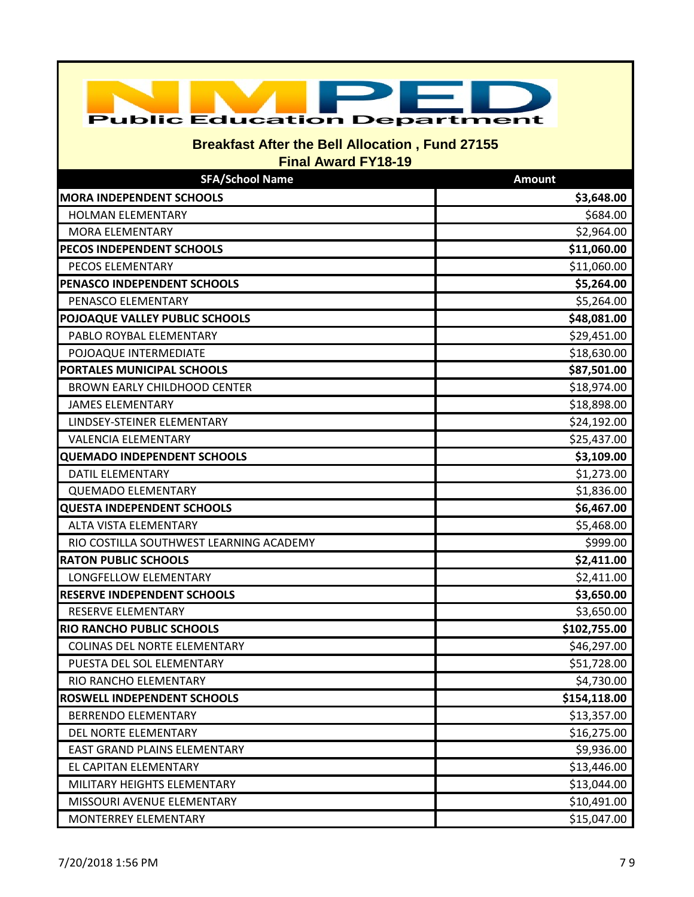NMPED Public Education Department

## Breakfast After the Bell Allocation , Fund 27155

### Final Award FY18-19

| SFA/School Name | Amount |
|---|---|
| **MORA INDEPENDENT SCHOOLS** | **$3,648.00** |
| HOLMAN ELEMENTARY | $684.00 |
| MORA ELEMENTARY | $2,964.00 |
| **PECOS INDEPENDENT SCHOOLS** | **$11,060.00** |
| PECOS ELEMENTARY | $11,060.00 |
| **PENASCO INDEPENDENT SCHOOLS** | **$5,264.00** |
| PENASCO ELEMENTARY | $5,264.00 |
| **POJOAQUE VALLEY PUBLIC SCHOOLS** | **$48,081.00** |
| PABLO ROYBAL ELEMENTARY | $29,451.00 |
| POJOAQUE INTERMEDIATE | $18,630.00 |
| **PORTALES MUNICIPAL SCHOOLS** | **$87,501.00** |
| BROWN EARLY CHILDHOOD CENTER | $18,974.00 |
| JAMES ELEMENTARY | $18,898.00 |
| LINDSEY-STEINER ELEMENTARY | $24,192.00 |
| VALENCIA ELEMENTARY | $25,437.00 |
| **QUEMADO INDEPENDENT SCHOOLS** | **$3,109.00** |
| DATIL ELEMENTARY | $1,273.00 |
| QUEMADO ELEMENTARY | $1,836.00 |
| **QUESTA INDEPENDENT SCHOOLS** | **$6,467.00** |
| ALTA VISTA ELEMENTARY | $5,468.00 |
| RIO COSTILLA SOUTHWEST LEARNING ACADEMY | $999.00 |
| **RATON PUBLIC SCHOOLS** | **$2,411.00** |
| LONGFELLOW ELEMENTARY | $2,411.00 |
| **RESERVE INDEPENDENT SCHOOLS** | **$3,650.00** |
| RESERVE ELEMENTARY | $3,650.00 |
| **RIO RANCHO PUBLIC SCHOOLS** | **$102,755.00** |
| COLINAS DEL NORTE ELEMENTARY | $46,297.00 |
| PUESTA DEL SOL ELEMENTARY | $51,728.00 |
| RIO RANCHO ELEMENTARY | $4,730.00 |
| **ROSWELL INDEPENDENT SCHOOLS** | **$154,118.00** |
| BERRENDO ELEMENTARY | $13,357.00 |
| DEL NORTE ELEMENTARY | $16,275.00 |
| EAST GRAND PLAINS ELEMENTARY | $9,936.00 |
| EL CAPITAN ELEMENTARY | $13,446.00 |
| MILITARY HEIGHTS ELEMENTARY | $13,044.00 |
| MISSOURI AVENUE ELEMENTARY | $10,491.00 |
| MONTERREY ELEMENTARY | $15,047.00 |

7/20/2018 1:56 PM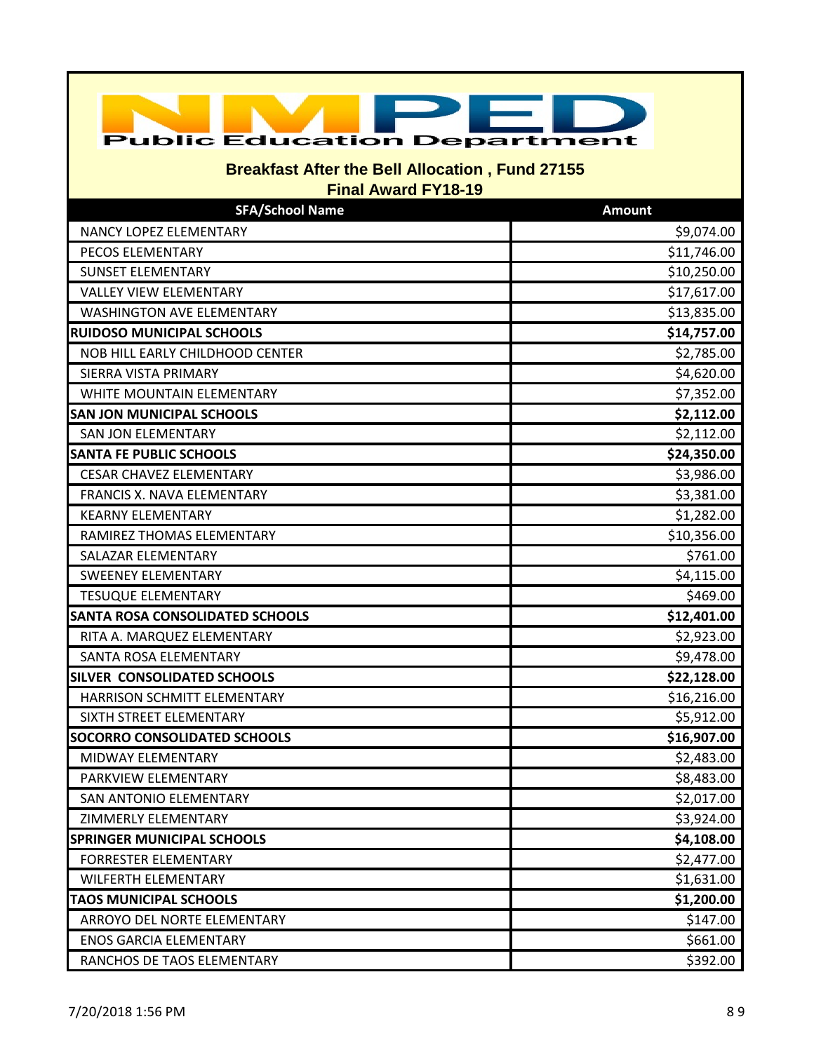# Public Education Department

## Breakfast After the Bell Allocation , Fund 27155
### Final Award FY18-19

| SFA/School Name | Amount |
|---|---|
| NANCY LOPEZ ELEMENTARY | $9,074.00 |
| PECOS ELEMENTARY | $11,746.00 |
| SUNSET ELEMENTARY | $10,250.00 |
| VALLEY VIEW ELEMENTARY | $17,617.00 |
| WASHINGTON AVE ELEMENTARY | $13,835.00 |
| **RUIDOSO MUNICIPAL SCHOOLS** | **$14,757.00** |
| NOB HILL EARLY CHILDHOOD CENTER | $2,785.00 |
| SIERRA VISTA PRIMARY | $4,620.00 |
| WHITE MOUNTAIN ELEMENTARY | $7,352.00 |
| **SAN JON MUNICIPAL SCHOOLS** | **$2,112.00** |
| SAN JON ELEMENTARY | $2,112.00 |
| **SANTA FE PUBLIC SCHOOLS** | **$24,350.00** |
| CESAR CHAVEZ ELEMENTARY | $3,986.00 |
| FRANCIS X. NAVA ELEMENTARY | $3,381.00 |
| KEARNY ELEMENTARY | $1,282.00 |
| RAMIREZ THOMAS ELEMENTARY | $10,356.00 |
| SALAZAR ELEMENTARY | $761.00 |
| SWEENEY ELEMENTARY | $4,115.00 |
| TESUQUE ELEMENTARY | $469.00 |
| **SANTA ROSA CONSOLIDATED SCHOOLS** | **$12,401.00** |
| RITA A. MARQUEZ ELEMENTARY | $2,923.00 |
| SANTA ROSA ELEMENTARY | $9,478.00 |
| **SILVER CONSOLIDATED SCHOOLS** | **$22,128.00** |
| HARRISON SCHMITT ELEMENTARY | $16,216.00 |
| SIXTH STREET ELEMENTARY | $5,912.00 |
| **SOCORRO CONSOLIDATED SCHOOLS** | **$16,907.00** |
| MIDWAY ELEMENTARY | $2,483.00 |
| PARKVIEW ELEMENTARY | $8,483.00 |
| SAN ANTONIO ELEMENTARY | $2,017.00 |
| ZIMMERLY ELEMENTARY | $3,924.00 |
| **SPRINGER MUNICIPAL SCHOOLS** | **$4,108.00** |
| FORRESTER ELEMENTARY | $2,477.00 |
| WILFERTH ELEMENTARY | $1,631.00 |
| **TAOS MUNICIPAL SCHOOLS** | **$1,200.00** |
| ARROYO DEL NORTE ELEMENTARY | $147.00 |
| ENOS GARCIA ELEMENTARY | $661.00 |
| RANCHOS DE TAOS ELEMENTARY | $392.00 |

7/20/2018 1:56 PM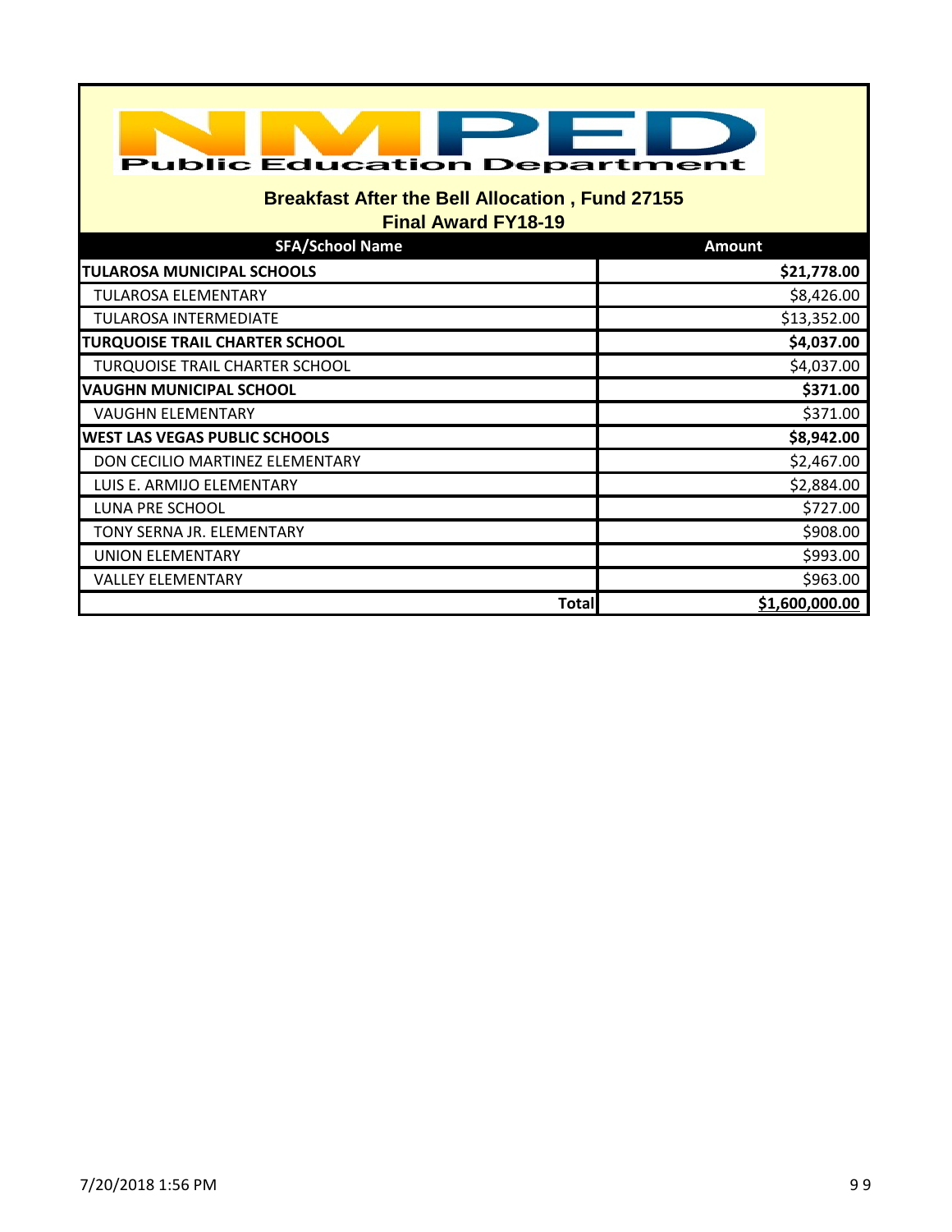NMPED Public Education Department

## Breakfast After the Bell Allocation , Fund 27155
### Final Award FY18-19

| SFA/School Name | Amount |
|---|---|
| **TULAROSA MUNICIPAL SCHOOLS** | **$21,778.00** |
| TULAROSA ELEMENTARY | $8,426.00 |
| TULAROSA INTERMEDIATE | $13,352.00 |
| **TURQUOISE TRAIL CHARTER SCHOOL** | **$4,037.00** |
| TURQUOISE TRAIL CHARTER SCHOOL | $4,037.00 |
| **VAUGHN MUNICIPAL SCHOOL** | **$371.00** |
| VAUGHN ELEMENTARY | $371.00 |
| **WEST LAS VEGAS PUBLIC SCHOOLS** | **$8,942.00** |
| DON CECILIO MARTINEZ ELEMENTARY | $2,467.00 |
| LUIS E. ARMIJO ELEMENTARY | $2,884.00 |
| LUNA PRE SCHOOL | $727.00 |
| TONY SERNA JR. ELEMENTARY | $908.00 |
| UNION ELEMENTARY | $993.00 |
| VALLEY ELEMENTARY | $963.00 |
| **Total** | **$1,600,000.00** |

7/20/2018 1:56 PM